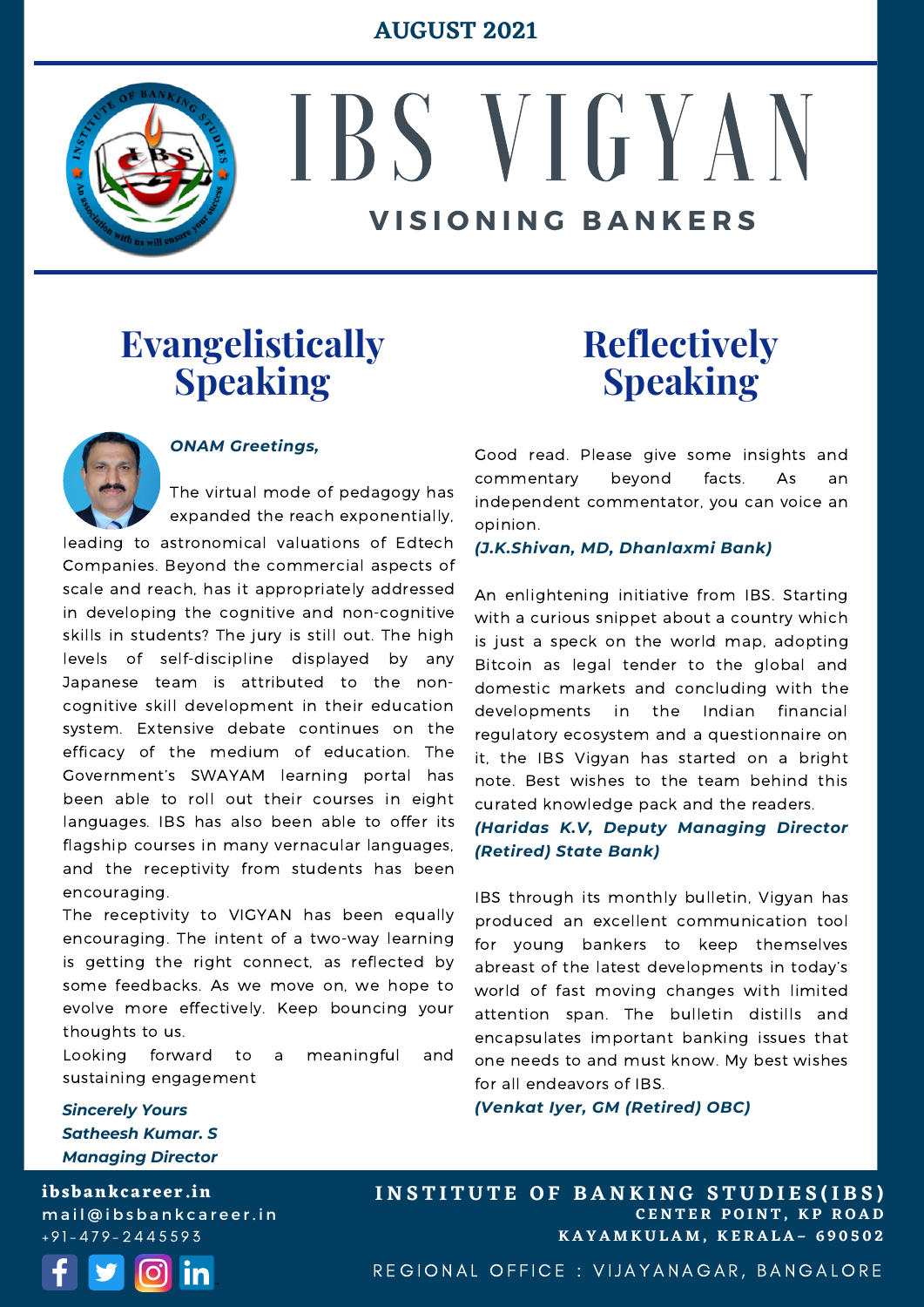AUGUST 2021

# IBS VIGYAN

## VISIONING BANKERS

## Evangelistically Speaking

***ONAM Greetings,***

The virtual mode of pedagogy has expanded the reach exponentially, leading to astronomical valuations of Edtech Companies. Beyond the commercial aspects of scale and reach, has it appropriately addressed in developing the cognitive and non-cognitive skills in students? The jury is still out. The high levels of self-discipline displayed by any Japanese team is attributed to the non-cognitive skill development in their education system. Extensive debate continues on the efficacy of the medium of education. The Government's SWAYAM learning portal has been able to roll out their courses in eight languages. IBS has also been able to offer its flagship courses in many vernacular languages, and the receptivity from students has been encouraging.

The receptivity to VIGYAN has been equally encouraging. The intent of a two-way learning is getting the right connect, as reflected by some feedbacks. As we move on, we hope to evolve more effectively. Keep bouncing your thoughts to us.

Looking forward to a meaningful and sustaining engagement

***Sincerely Yours***
***Satheesh Kumar. S***
***Managing Director***

## Reflectively Speaking

Good read. Please give some insights and commentary beyond facts. As an independent commentator, you can voice an opinion.

***(J.K.Shivan, MD, Dhanlaxmi Bank)***

An enlightening initiative from IBS. Starting with a curious snippet about a country which is just a speck on the world map, adopting Bitcoin as legal tender to the global and domestic markets and concluding with the developments in the Indian financial regulatory ecosystem and a questionnaire on it, the IBS Vigyan has started on a bright note. Best wishes to the team behind this curated knowledge pack and the readers.

***(Haridas K.V, Deputy Managing Director (Retired) State Bank)***

IBS through its monthly bulletin, Vigyan has produced an excellent communication tool for young bankers to keep themselves abreast of the latest developments in today's world of fast moving changes with limited attention span. The bulletin distills and encapsulates important banking issues that one needs to and must know. My best wishes for all endeavors of IBS.

***(Venkat Iyer, GM (Retired) OBC)***

ibsbankcareer.in
mail@ibsbankcareer.in
+91-479-2445593

INSTITUTE OF BANKING STUDIES(IBS)
CENTER POINT, KP ROAD
KAYAMKULAM, KERALA– 690502

REGIONAL OFFICE : VIJAYANAGAR, BANGALORE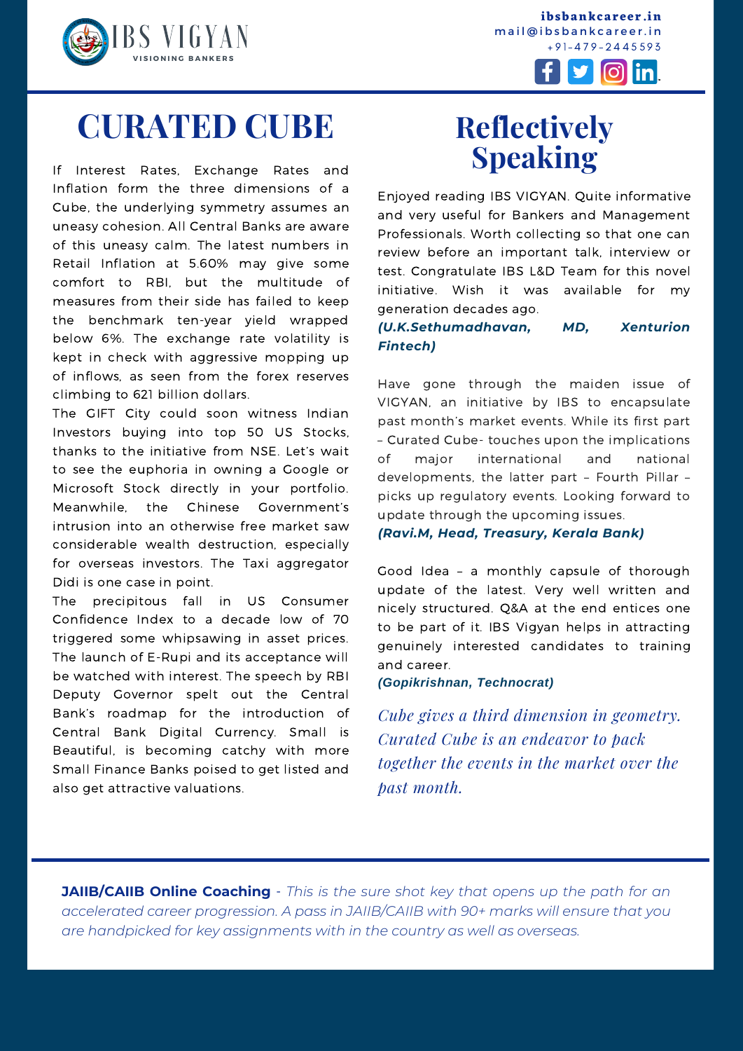# CURATED CUBE

If Interest Rates, Exchange Rates and Inflation form the three dimensions of a Cube, the underlying symmetry assumes an uneasy cohesion. All Central Banks are aware of this uneasy calm. The latest numbers in Retail Inflation at 5.60% may give some comfort to RBI, but the multitude of measures from their side has failed to keep the benchmark ten-year yield wrapped below 6%. The exchange rate volatility is kept in check with aggressive mopping up of inflows, as seen from the forex reserves climbing to 621 billion dollars.

The GIFT City could soon witness Indian Investors buying into top 50 US Stocks, thanks to the initiative from NSE. Let's wait to see the euphoria in owning a Google or Microsoft Stock directly in your portfolio. Meanwhile, the Chinese Government's intrusion into an otherwise free market saw considerable wealth destruction, especially for overseas investors. The Taxi aggregator Didi is one case in point.

The precipitous fall in US Consumer Confidence Index to a decade low of 70 triggered some whipsawing in asset prices. The launch of E-Rupi and its acceptance will be watched with interest. The speech by RBI Deputy Governor spelt out the Central Bank's roadmap for the introduction of Central Bank Digital Currency. Small is Beautiful, is becoming catchy with more Small Finance Banks poised to get listed and also get attractive valuations.

# Reflectively Speaking

Enjoyed reading IBS VIGYAN. Quite informative and very useful for Bankers and Management Professionals. Worth collecting so that one can review before an important talk, interview or test. Congratulate IBS L&D Team for this novel initiative. Wish it was available for my generation decades ago.

***(U.K.Sethumadhavan, MD, Xenturion Fintech)***

Have gone through the maiden issue of VIGYAN, an initiative by IBS to encapsulate past month's market events. While its first part – Curated Cube- touches upon the implications of major international and national developments, the latter part – Fourth Pillar – picks up regulatory events. Looking forward to update through the upcoming issues.

***(Ravi.M, Head, Treasury, Kerala Bank)***

Good Idea – a monthly capsule of thorough update of the latest. Very well written and nicely structured. Q&A at the end entices one to be part of it. IBS Vigyan helps in attracting genuinely interested candidates to training and career.

***(Gopikrishnan, Technocrat)***

*Cube gives a third dimension in geometry. Curated Cube is an endeavor to pack together the events in the market over the past month.*

---

**JAIIB/CAIIB Online Coaching** - *This is the sure shot key that opens up the path for an accelerated career progression. A pass in JAIIB/CAIIB with 90+ marks will ensure that you are handpicked for key assignments with in the country as well as overseas.*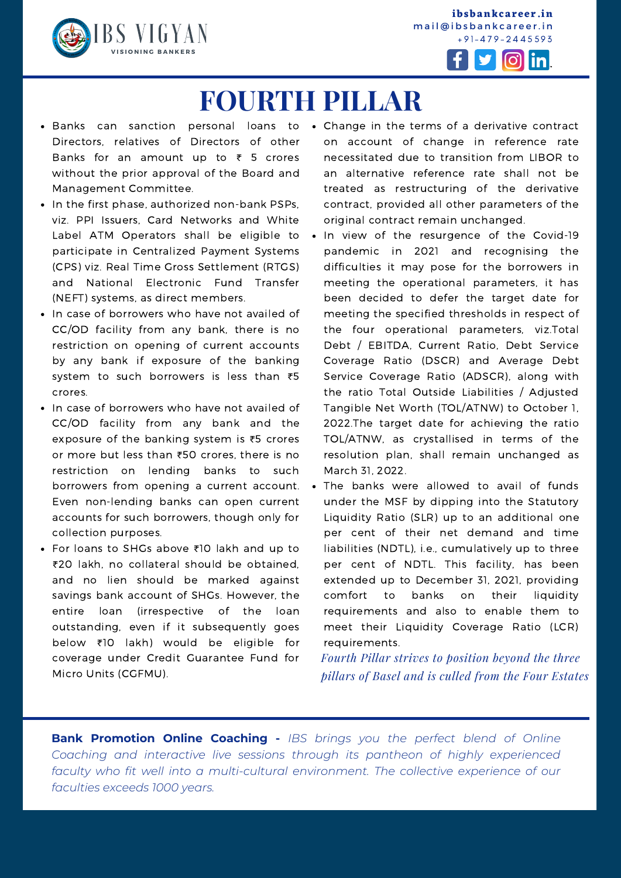# FOURTH PILLAR

- Banks can sanction personal loans to Directors, relatives of Directors of other Banks for an amount up to ₹ 5 crores without the prior approval of the Board and Management Committee.
- In the first phase, authorized non-bank PSPs, viz. PPI Issuers, Card Networks and White Label ATM Operators shall be eligible to participate in Centralized Payment Systems (CPS) viz. Real Time Gross Settlement (RTGS) and National Electronic Fund Transfer (NEFT) systems, as direct members.
- In case of borrowers who have not availed of CC/OD facility from any bank, there is no restriction on opening of current accounts by any bank if exposure of the banking system to such borrowers is less than ₹5 crores.
- In case of borrowers who have not availed of CC/OD facility from any bank and the exposure of the banking system is ₹5 crores or more but less than ₹50 crores, there is no restriction on lending banks to such borrowers from opening a current account. Even non-lending banks can open current accounts for such borrowers, though only for collection purposes.
- For loans to SHGs above ₹10 lakh and up to ₹20 lakh, no collateral should be obtained, and no lien should be marked against savings bank account of SHGs. However, the entire loan (irrespective of the loan outstanding, even if it subsequently goes below ₹10 lakh) would be eligible for coverage under Credit Guarantee Fund for Micro Units (CGFMU).
- Change in the terms of a derivative contract on account of change in reference rate necessitated due to transition from LIBOR to an alternative reference rate shall not be treated as restructuring of the derivative contract, provided all other parameters of the original contract remain unchanged.
- In view of the resurgence of the Covid-19 pandemic in 2021 and recognising the difficulties it may pose for the borrowers in meeting the operational parameters, it has been decided to defer the target date for meeting the specified thresholds in respect of the four operational parameters, viz.Total Debt / EBITDA, Current Ratio, Debt Service Coverage Ratio (DSCR) and Average Debt Service Coverage Ratio (ADSCR), along with the ratio Total Outside Liabilities / Adjusted Tangible Net Worth (TOL/ATNW) to October 1, 2022.The target date for achieving the ratio TOL/ATNW, as crystallised in terms of the resolution plan, shall remain unchanged as March 31, 2022.
- The banks were allowed to avail of funds under the MSF by dipping into the Statutory Liquidity Ratio (SLR) up to an additional one per cent of their net demand and time liabilities (NDTL), i.e., cumulatively up to three per cent of NDTL. This facility, has been extended up to December 31, 2021, providing comfort to banks on their liquidity requirements and also to enable them to meet their Liquidity Coverage Ratio (LCR) requirements.

*Fourth Pillar strives to position beyond the three pillars of Basel and is culled from the Four Estates*

**Bank Promotion Online Coaching -** *IBS brings you the perfect blend of Online Coaching and interactive live sessions through its pantheon of highly experienced faculty who fit well into a multi-cultural environment. The collective experience of our faculties exceeds 1000 years.*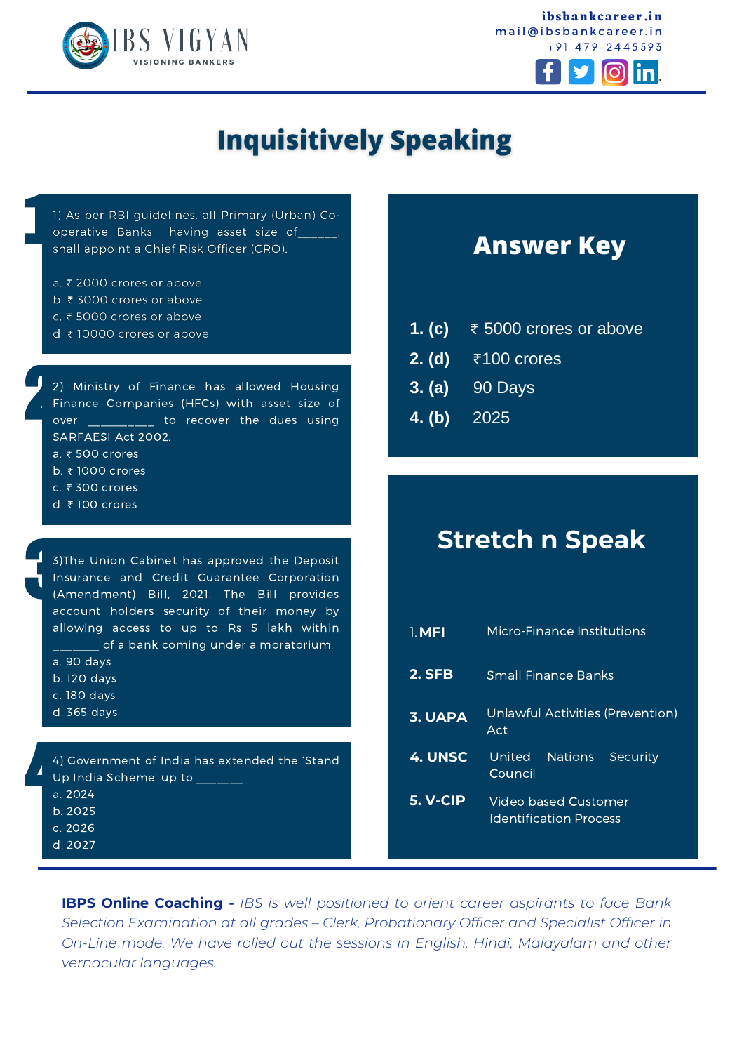# Inquisitively Speaking

1) As per RBI guidelines, all Primary (Urban) Co-operative Banks having asset size of______, shall appoint a Chief Risk Officer (CRO).

a. ₹ 2000 crores or above
b. ₹ 3000 crores or above
c. ₹ 5000 crores or above
d. ₹ 10000 crores or above

2) Ministry of Finance has allowed Housing Finance Companies (HFCs) with asset size of over _________ to recover the dues using SARFAESI Act 2002.
a. ₹ 500 crores
b. ₹ 1000 crores
c. ₹ 300 crores
d. ₹ 100 crores

3)The Union Cabinet has approved the Deposit Insurance and Credit Guarantee Corporation (Amendment) Bill, 2021. The Bill provides account holders security of their money by allowing access to up to Rs 5 lakh within _______ of a bank coming under a moratorium.
a. 90 days
b. 120 days
c. 180 days
d. 365 days

4) Government of India has extended the 'Stand Up India Scheme' up to ______
a. 2024
b. 2025
c. 2026
d. 2027

## Answer Key

**1. (c)** ₹ 5000 crores or above
**2. (d)** ₹100 crores
**3. (a)** 90 Days
**4. (b)** 2025

## Stretch n Speak

| | |
|---|---|
| 1. **MFI** | Micro-Finance Institutions |
| **2. SFB** | Small Finance Banks |
| **3. UAPA** | Unlawful Activities (Prevention) Act |
| **4. UNSC** | United Nations Security Council |
| **5. V-CIP** | Video based Customer Identification Process |

**IBPS Online Coaching -** *IBS is well positioned to orient career aspirants to face Bank Selection Examination at all grades – Clerk, Probationary Officer and Specialist Officer in On-Line mode. We have rolled out the sessions in English, Hindi, Malayalam and other vernacular languages.*